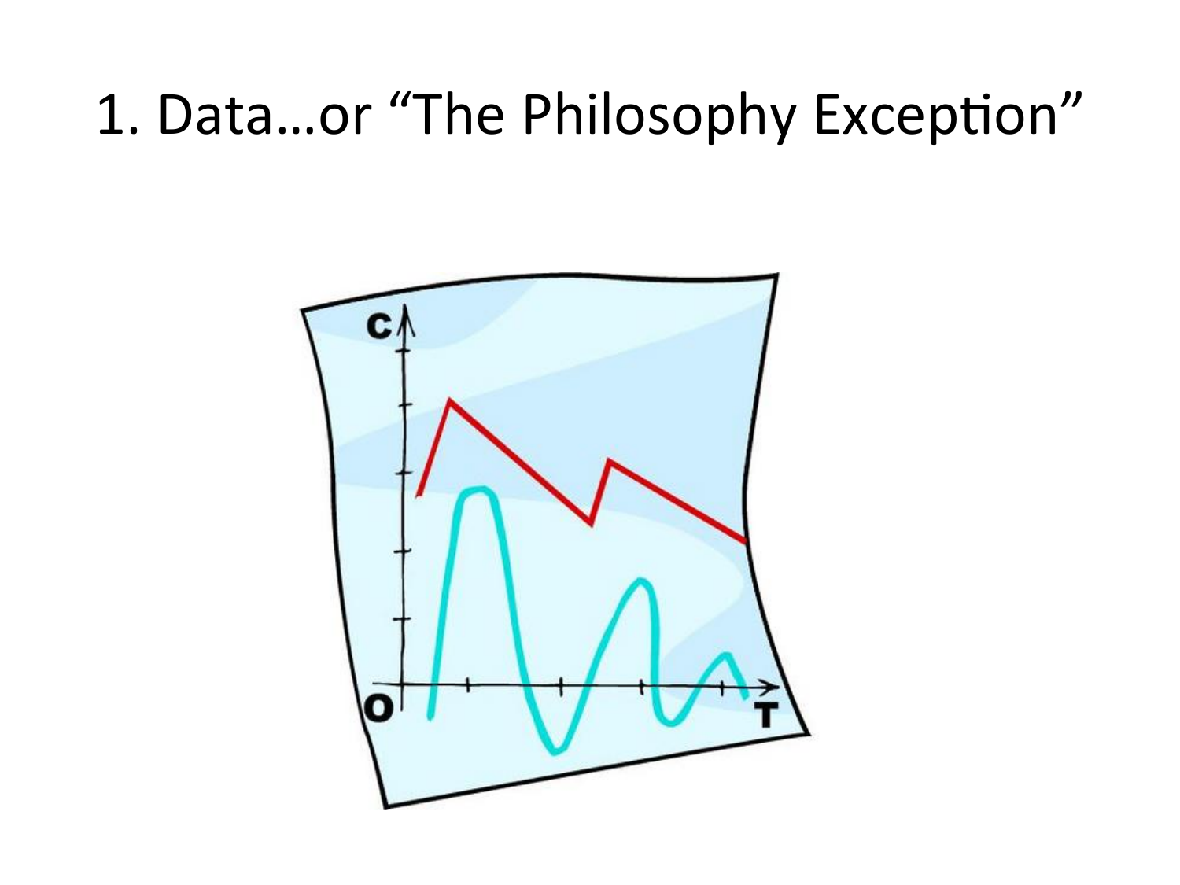# 1. Data…or "The Philosophy Exception"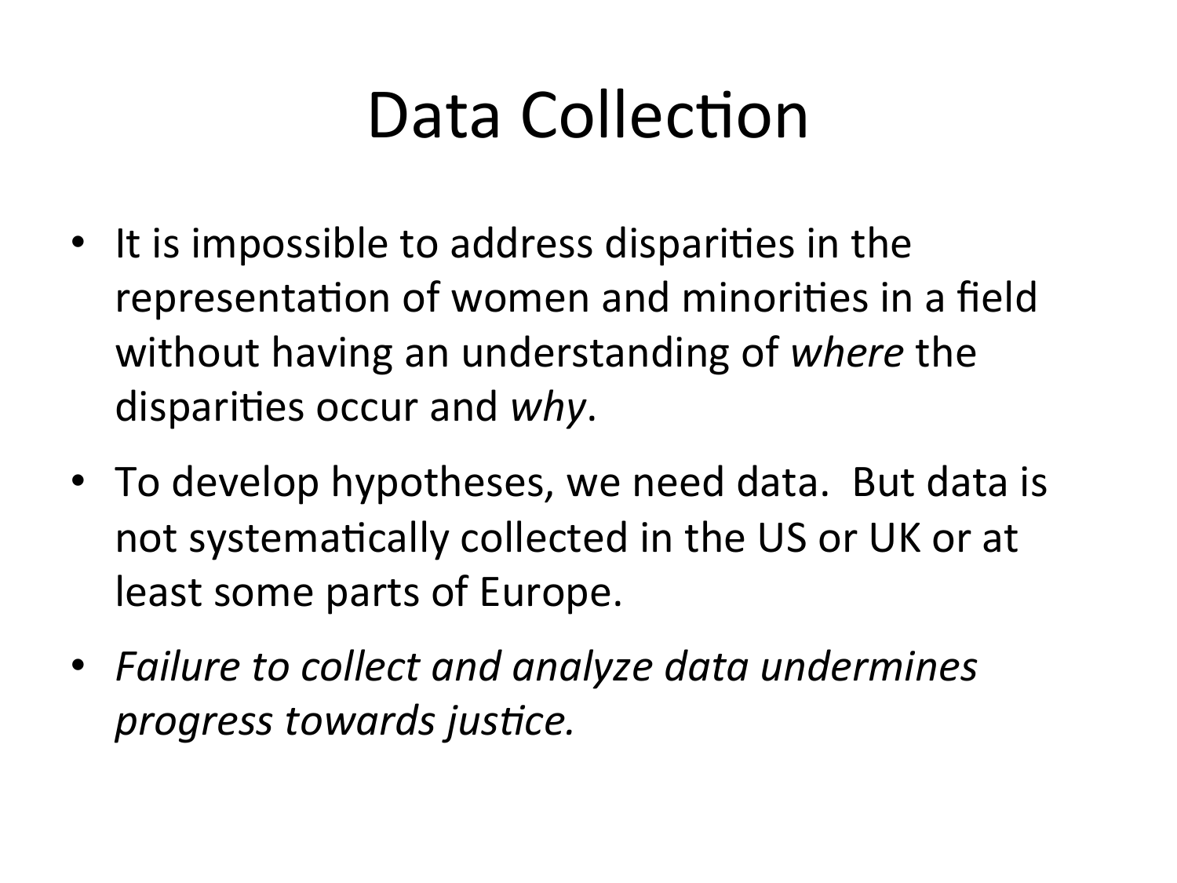# Data Collection

- It is impossible to address disparities in the representation of women and minorities in a field without having an understanding of *where* the disparities occur and *why*.
- To develop hypotheses, we need data. But data is not systematically collected in the US or UK or at least some parts of Europe.
- *Failure to collect and analyze data undermines progress towards justice.*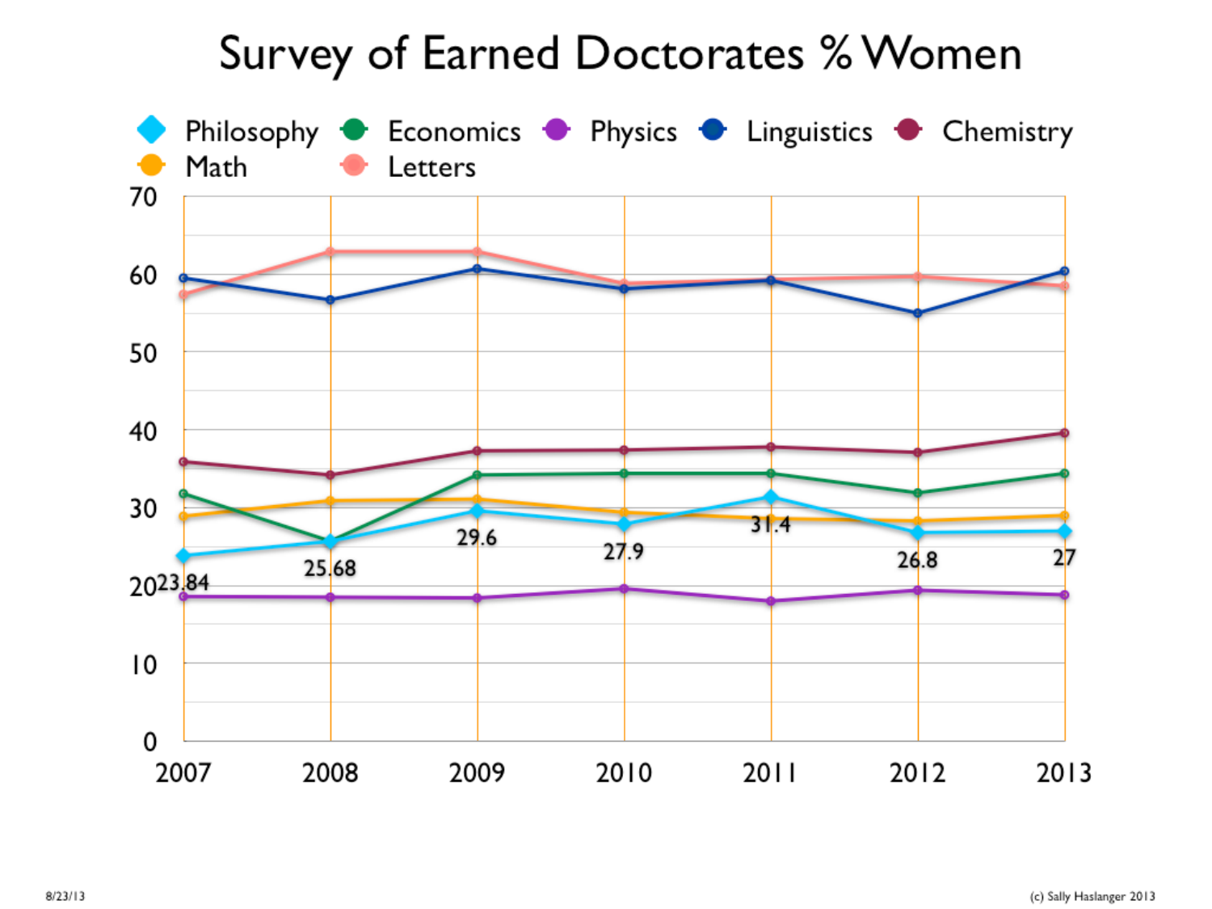# Survey of Earned Doctorates % Women

Legend: Philosophy, Economics, Physics, Linguistics, Chemistry, Math, Letters

Philosophy data labels:

| Year | Philosophy |
|---|---|
| 2007 | 23.84 |
| 2008 | 25.68 |
| 2009 | 29.6 |
| 2010 | 27.9 |
| 2011 | 31.4 |
| 2012 | 26.8 |
| 2013 | 27 |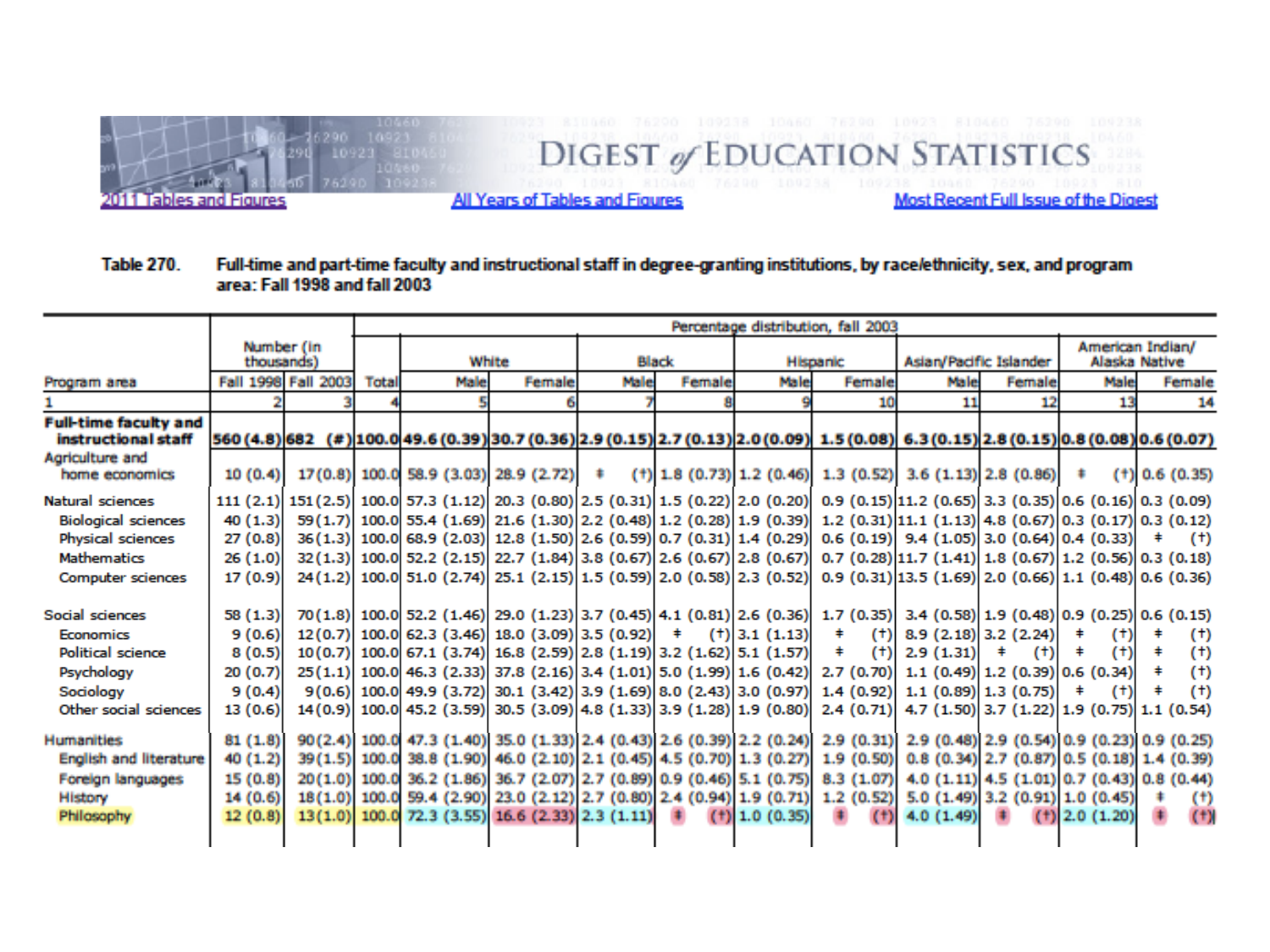DIGEST *of* EDUCATION STATISTICS

2011 Tables and Figures | All Years of Tables and Figures | Most Recent Full Issue of the Digest

**Table 270.** Full-time and part-time faculty and instructional staff in degree-granting institutions, by race/ethnicity, sex, and program area: Fall 1998 and fall 2003

| Program area | Number (in thousands) | | Percentage distribution, fall 2003 | | | | | | | | | | | |
|---|---|---|---|---|---|---|---|---|---|---|---|---|---|---|
| | Fall 1998 | Fall 2003 | Total | White | | Black | | Hispanic | | Asian/Pacific Islander | | American Indian/ Alaska Native | |
| | | | | Male | Female | Male | Female | Male | Female | Male | Female | Male | Female |
| 1 | 2 | 3 | 4 | 5 | 6 | 7 | 8 | 9 | 10 | 11 | 12 | 13 | 14 |
| **Full-time faculty and instructional staff** | **560 (4.8)** | **682 (#)** | **100.0** | **49.6 (0.39)** | **30.7 (0.36)** | **2.9 (0.15)** | **2.7 (0.13)** | **2.0 (0.09)** | **1.5 (0.08)** | **6.3 (0.15)** | **2.8 (0.15)** | **0.8 (0.08)** | **0.6 (0.07)** |
| Agriculture and home economics | 10 (0.4) | 17 (0.8) | 100.0 | 58.9 (3.03) | 28.9 (2.72) | ‡ (†) | 1.8 (0.73) | 1.2 (0.46) | 1.3 (0.52) | 3.6 (1.13) | 2.8 (0.86) | ‡ (†) | 0.6 (0.35) |
| Natural sciences | 111 (2.1) | 151 (2.5) | 100.0 | 57.3 (1.12) | 20.3 (0.80) | 2.5 (0.31) | 1.5 (0.22) | 2.0 (0.20) | 0.9 (0.15) | 11.2 (0.65) | 3.3 (0.35) | 0.6 (0.16) | 0.3 (0.09) |
| Biological sciences | 40 (1.3) | 59 (1.7) | 100.0 | 55.4 (1.69) | 21.6 (1.30) | 2.2 (0.48) | 1.2 (0.28) | 1.9 (0.39) | 1.2 (0.31) | 11.1 (1.13) | 4.8 (0.67) | 0.3 (0.17) | 0.3 (0.12) |
| Physical sciences | 27 (0.8) | 36 (1.3) | 100.0 | 68.9 (2.03) | 12.8 (1.50) | 2.6 (0.59) | 0.7 (0.31) | 1.4 (0.29) | 0.6 (0.19) | 9.4 (1.05) | 3.0 (0.64) | 0.4 (0.33) | ‡ (†) |
| Mathematics | 26 (1.0) | 32 (1.3) | 100.0 | 52.2 (2.15) | 22.7 (1.84) | 3.8 (0.67) | 2.6 (0.67) | 2.8 (0.67) | 0.7 (0.28) | 11.7 (1.41) | 1.8 (0.67) | 1.2 (0.56) | 0.3 (0.18) |
| Computer sciences | 17 (0.9) | 24 (1.2) | 100.0 | 51.0 (2.74) | 25.1 (2.15) | 1.5 (0.59) | 2.0 (0.58) | 2.3 (0.52) | 0.9 (0.31) | 13.5 (1.69) | 2.0 (0.66) | 1.1 (0.48) | 0.6 (0.36) |
| Social sciences | 58 (1.3) | 70 (1.8) | 100.0 | 52.2 (1.46) | 29.0 (1.23) | 3.7 (0.45) | 4.1 (0.81) | 2.6 (0.36) | 1.7 (0.35) | 3.4 (0.58) | 1.9 (0.48) | 0.9 (0.25) | 0.6 (0.15) |
| Economics | 9 (0.6) | 12 (0.7) | 100.0 | 62.3 (3.46) | 18.0 (3.09) | 3.5 (0.92) | ‡ (†) | 3.1 (1.13) | ‡ (†) | 8.9 (2.18) | 3.2 (2.24) | ‡ (†) | ‡ (†) |
| Political science | 8 (0.5) | 10 (0.7) | 100.0 | 67.1 (3.74) | 16.8 (2.59) | 2.8 (1.19) | 3.2 (1.62) | 5.1 (1.57) | ‡ (†) | 2.9 (1.31) | ‡ (†) | ‡ (†) | ‡ (†) |
| Psychology | 20 (0.7) | 25 (1.1) | 100.0 | 46.3 (2.33) | 37.8 (2.16) | 3.4 (1.01) | 5.0 (1.99) | 1.6 (0.42) | 2.7 (0.70) | 1.1 (0.49) | 1.2 (0.39) | 0.6 (0.34) | ‡ (†) |
| Sociology | 9 (0.4) | 9 (0.6) | 100.0 | 49.9 (3.72) | 30.1 (3.42) | 3.9 (1.69) | 8.0 (2.43) | 3.0 (0.97) | 1.4 (0.92) | 1.1 (0.89) | 1.3 (0.75) | ‡ (†) | ‡ (†) |
| Other social sciences | 13 (0.6) | 14 (0.9) | 100.0 | 45.2 (3.59) | 30.5 (3.09) | 4.8 (1.33) | 3.9 (1.28) | 1.9 (0.80) | 2.4 (0.71) | 4.7 (1.50) | 3.7 (1.22) | 1.9 (0.75) | 1.1 (0.54) |
| Humanities | 81 (1.8) | 90 (2.4) | 100.0 | 47.3 (1.40) | 35.0 (1.33) | 2.4 (0.43) | 2.6 (0.39) | 2.2 (0.24) | 2.9 (0.31) | 2.9 (0.48) | 2.9 (0.54) | 0.9 (0.23) | 0.9 (0.25) |
| English and literature | 40 (1.2) | 39 (1.5) | 100.0 | 38.8 (1.90) | 46.0 (2.10) | 2.1 (0.45) | 4.5 (0.70) | 1.3 (0.27) | 1.9 (0.50) | 0.8 (0.34) | 2.7 (0.87) | 0.5 (0.18) | 1.4 (0.39) |
| Foreign languages | 15 (0.8) | 20 (1.0) | 100.0 | 36.2 (1.86) | 36.7 (2.07) | 2.7 (0.89) | 0.9 (0.46) | 5.1 (0.75) | 8.3 (1.07) | 4.0 (1.11) | 4.5 (1.01) | 0.7 (0.43) | 0.8 (0.44) |
| History | 14 (0.6) | 18 (1.0) | 100.0 | 59.4 (2.90) | 23.0 (2.12) | 2.7 (0.80) | 2.4 (0.94) | 1.9 (0.71) | 1.2 (0.52) | 5.0 (1.49) | 3.2 (0.91) | 1.0 (0.45) | ‡ (†) |
| Philosophy | 12 (0.8) | 13 (1.0) | 100.0 | 72.3 (3.55) | 16.6 (2.33) | 2.3 (1.11) | ‡ (†) | 1.0 (0.35) | ‡ (†) | 4.0 (1.49) | ‡ (†) | 2.0 (1.20) | ‡ (†) |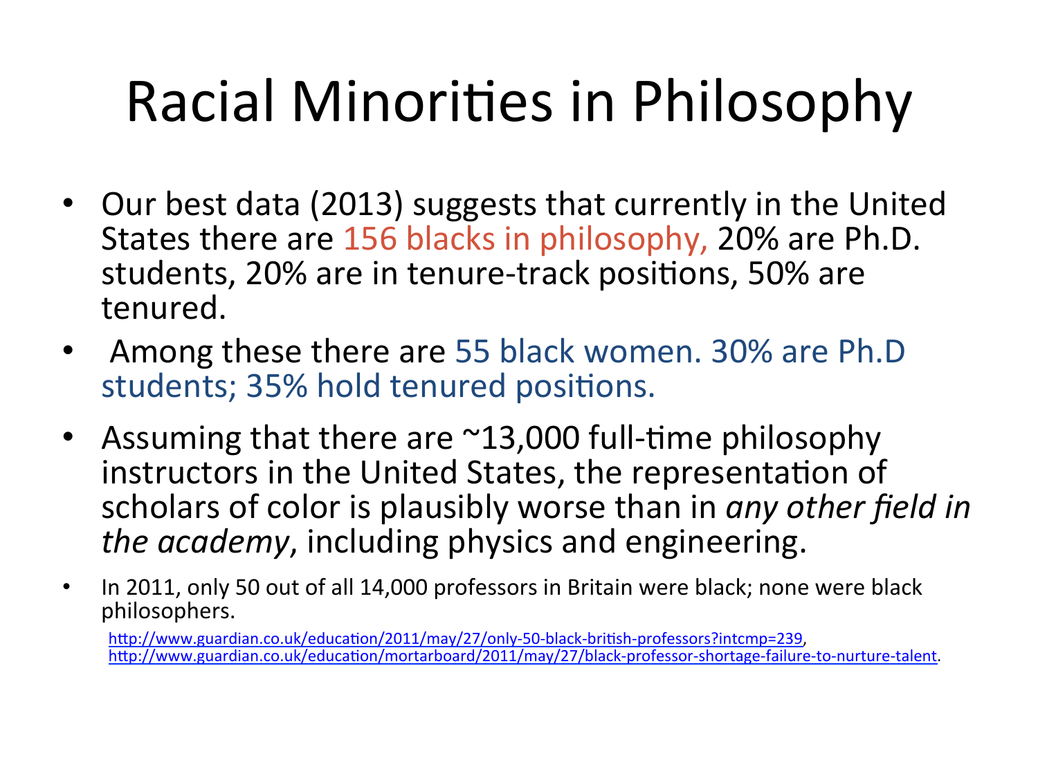# Racial Minorities in Philosophy

- Our best data (2013) suggests that currently in the United States there are 156 blacks in philosophy, 20% are Ph.D. students, 20% are in tenure-track positions, 50% are tenured.
- Among these there are 55 black women. 30% are Ph.D students; 35% hold tenured positions.
- Assuming that there are ~13,000 full-time philosophy instructors in the United States, the representation of scholars of color is plausibly worse than in *any other field in the academy*, including physics and engineering.
- In 2011, only 50 out of all 14,000 professors in Britain were black; none were black philosophers.

  http://www.guardian.co.uk/education/2011/may/27/only-50-black-british-professors?intcmp=239, http://www.guardian.co.uk/education/mortarboard/2011/may/27/black-professor-shortage-failure-to-nurture-talent.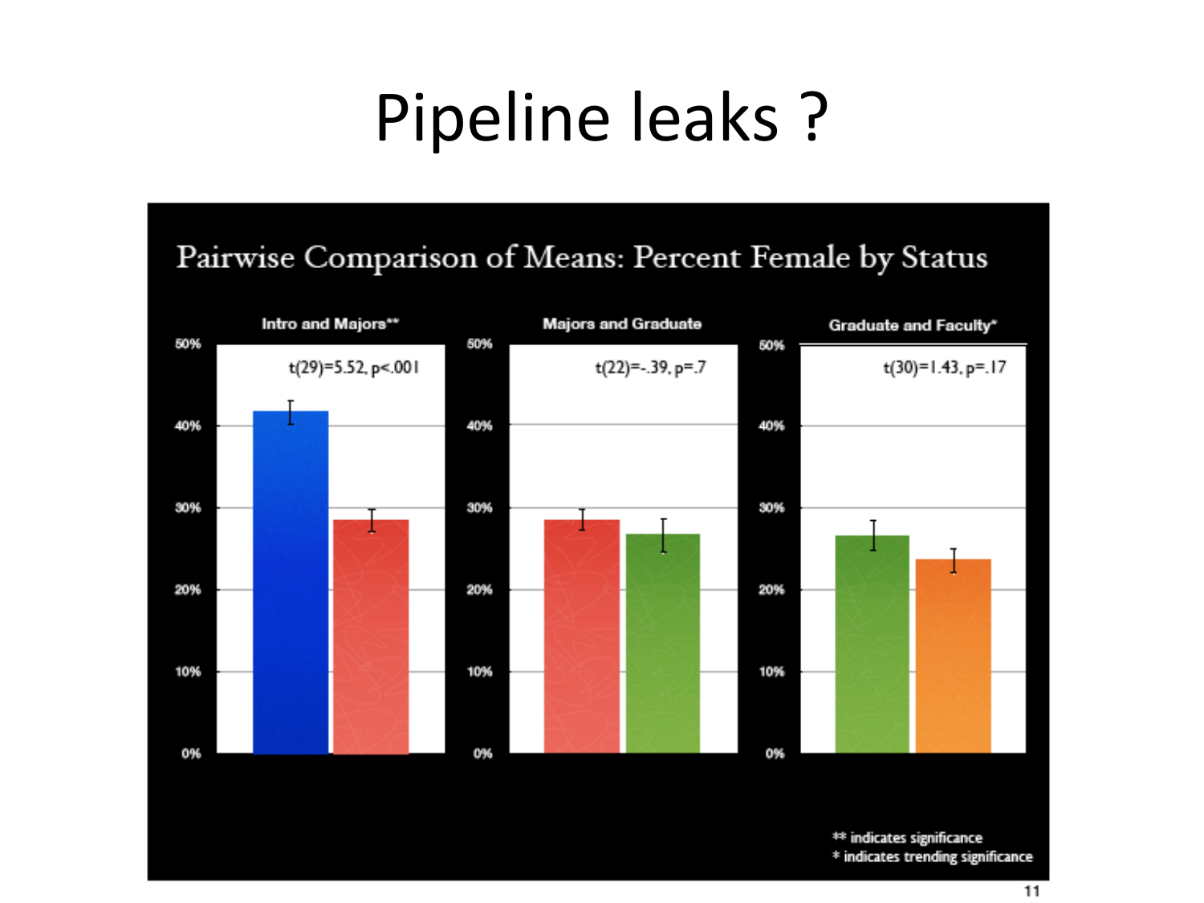# Pipeline leaks ?

## Pairwise Comparison of Means: Percent Female by Status

**Intro and Majors****

$t(29)=5.52, p<.001$

**Majors and Graduate**

$t(22)=-.39, p=.7$

**Graduate and Faculty***

$t(30)=1.43, p=.17$

** indicates significance
* indicates trending significance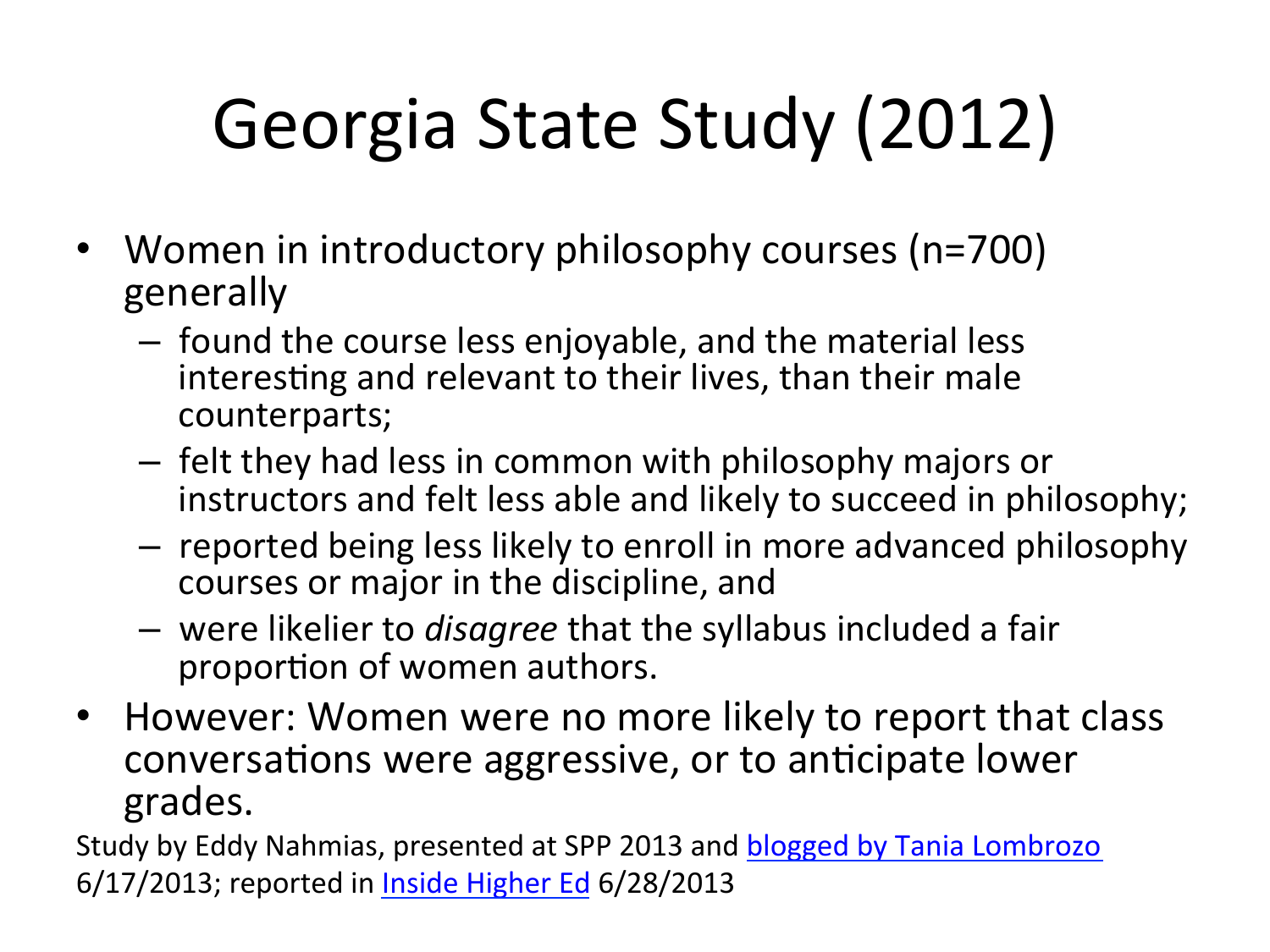# Georgia State Study (2012)

- Women in introductory philosophy courses (n=700) generally
  - found the course less enjoyable, and the material less interesting and relevant to their lives, than their male counterparts;
  - felt they had less in common with philosophy majors or instructors and felt less able and likely to succeed in philosophy;
  - reported being less likely to enroll in more advanced philosophy courses or major in the discipline, and
  - were likelier to *disagree* that the syllabus included a fair proportion of women authors.
- However: Women were no more likely to report that class conversations were aggressive, or to anticipate lower grades.

Study by Eddy Nahmias, presented at SPP 2013 and [blogged by Tania Lombrozo](blogged by Tania Lombrozo) 6/17/2013; reported in [Inside Higher Ed](Inside Higher Ed) 6/28/2013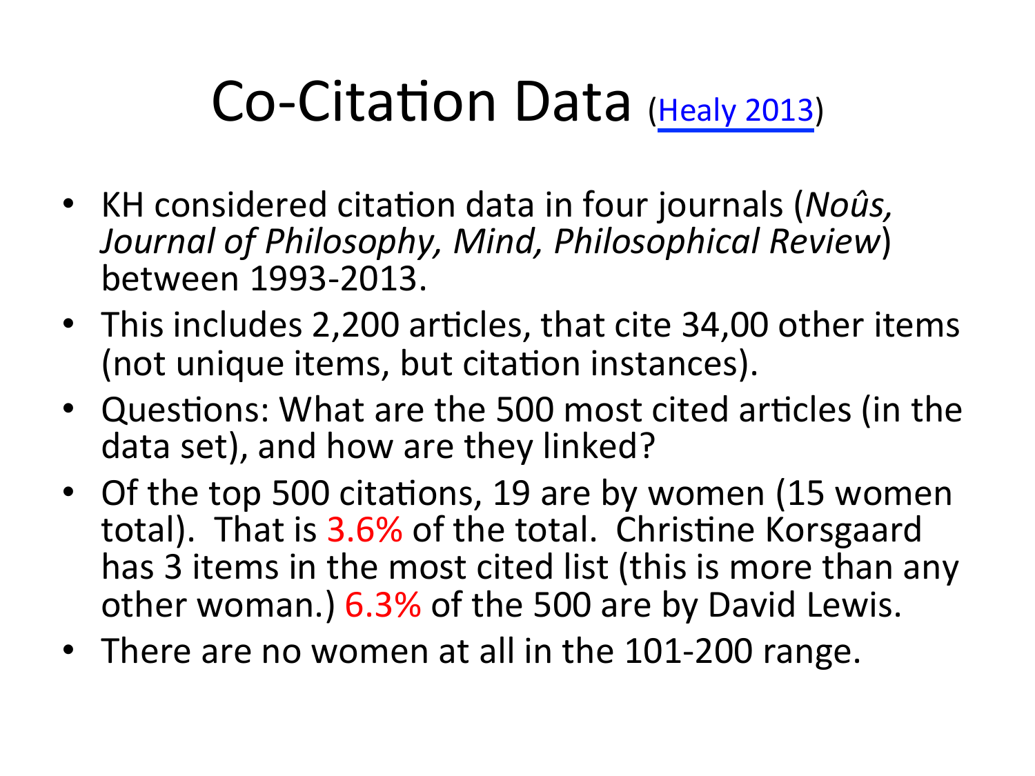# Co-Citation Data (Healy 2013)

- KH considered citation data in four journals (*Noûs, Journal of Philosophy, Mind, Philosophical Review*) between 1993-2013.
- This includes 2,200 articles, that cite 34,00 other items (not unique items, but citation instances).
- Questions: What are the 500 most cited articles (in the data set), and how are they linked?
- Of the top 500 citations, 19 are by women (15 women total). That is 3.6% of the total. Christine Korsgaard has 3 items in the most cited list (this is more than any other woman.) 6.3% of the 500 are by David Lewis.
- There are no women at all in the 101-200 range.